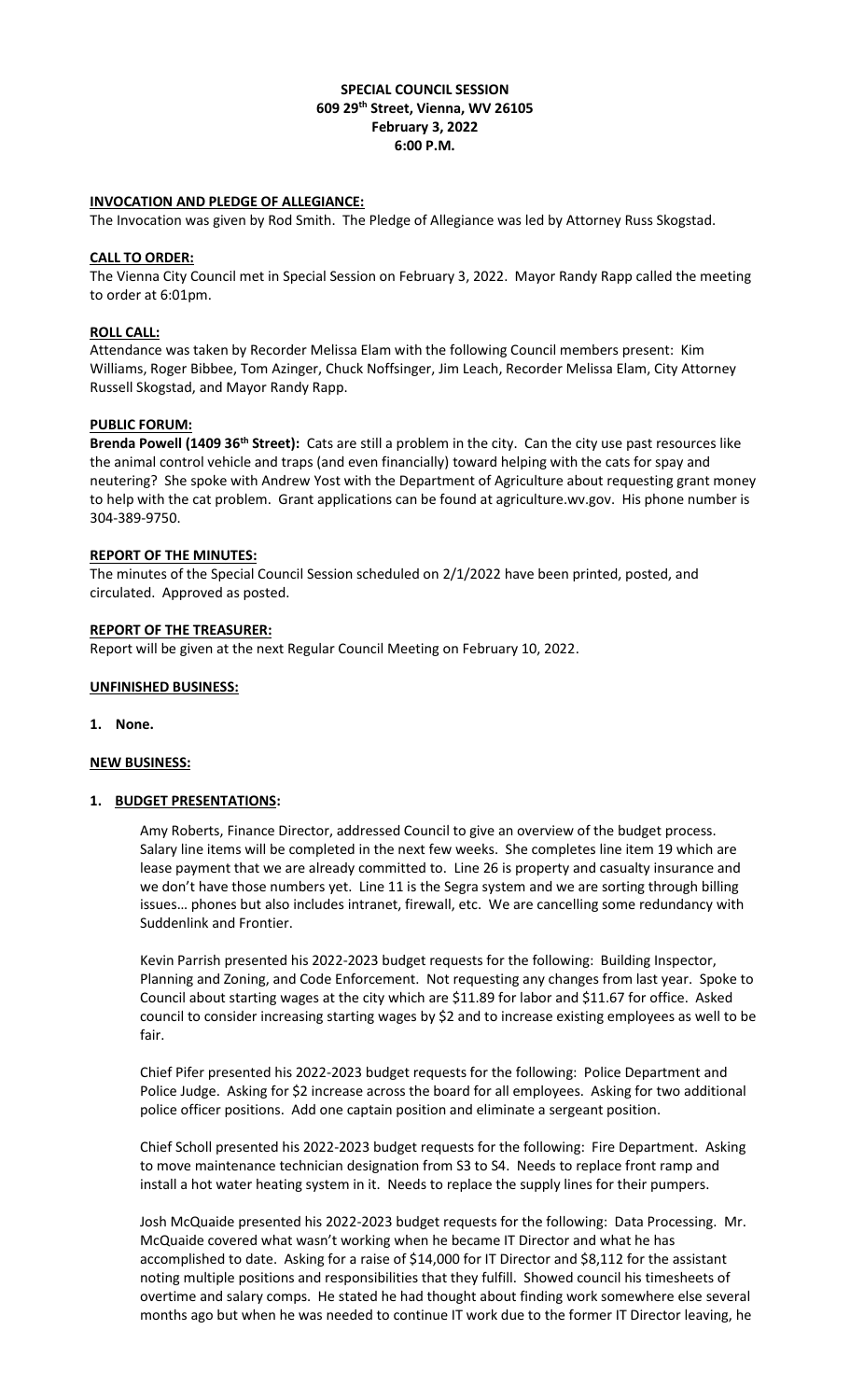# SPECIAL COUNCIL SESSION
## 609 29th Street, Vienna, WV 26105
## February 3, 2022
## 6:00 P.M.

**INVOCATION AND PLEDGE OF ALLEGIANCE:**

The Invocation was given by Rod Smith. The Pledge of Allegiance was led by Attorney Russ Skogstad.

**CALL TO ORDER:**

The Vienna City Council met in Special Session on February 3, 2022. Mayor Randy Rapp called the meeting to order at 6:01pm.

**ROLL CALL:**

Attendance was taken by Recorder Melissa Elam with the following Council members present: Kim Williams, Roger Bibbee, Tom Azinger, Chuck Noffsinger, Jim Leach, Recorder Melissa Elam, City Attorney Russell Skogstad, and Mayor Randy Rapp.

**PUBLIC FORUM:**

**Brenda Powell (1409 36th Street):** Cats are still a problem in the city. Can the city use past resources like the animal control vehicle and traps (and even financially) toward helping with the cats for spay and neutering? She spoke with Andrew Yost with the Department of Agriculture about requesting grant money to help with the cat problem. Grant applications can be found at agriculture.wv.gov. His phone number is 304-389-9750.

**REPORT OF THE MINUTES:**

The minutes of the Special Council Session scheduled on 2/1/2022 have been printed, posted, and circulated. Approved as posted.

**REPORT OF THE TREASURER:**

Report will be given at the next Regular Council Meeting on February 10, 2022.

**UNFINISHED BUSINESS:**

1. None.

**NEW BUSINESS:**

1. **BUDGET PRESENTATIONS:**

   Amy Roberts, Finance Director, addressed Council to give an overview of the budget process. Salary line items will be completed in the next few weeks. She completes line item 19 which are lease payment that we are already committed to. Line 26 is property and casualty insurance and we don't have those numbers yet. Line 11 is the Segra system and we are sorting through billing issues… phones but also includes intranet, firewall, etc. We are cancelling some redundancy with Suddenlink and Frontier.

   Kevin Parrish presented his 2022-2023 budget requests for the following: Building Inspector, Planning and Zoning, and Code Enforcement. Not requesting any changes from last year. Spoke to Council about starting wages at the city which are $11.89 for labor and $11.67 for office. Asked council to consider increasing starting wages by $2 and to increase existing employees as well to be fair.

   Chief Pifer presented his 2022-2023 budget requests for the following: Police Department and Police Judge. Asking for $2 increase across the board for all employees. Asking for two additional police officer positions. Add one captain position and eliminate a sergeant position.

   Chief Scholl presented his 2022-2023 budget requests for the following: Fire Department. Asking to move maintenance technician designation from S3 to S4. Needs to replace front ramp and install a hot water heating system in it. Needs to replace the supply lines for their pumpers.

   Josh McQuaide presented his 2022-2023 budget requests for the following: Data Processing. Mr. McQuaide covered what wasn't working when he became IT Director and what he has accomplished to date. Asking for a raise of $14,000 for IT Director and $8,112 for the assistant noting multiple positions and responsibilities that they fulfill. Showed council his timesheets of overtime and salary comps. He stated he had thought about finding work somewhere else several months ago but when he was needed to continue IT work due to the former IT Director leaving, he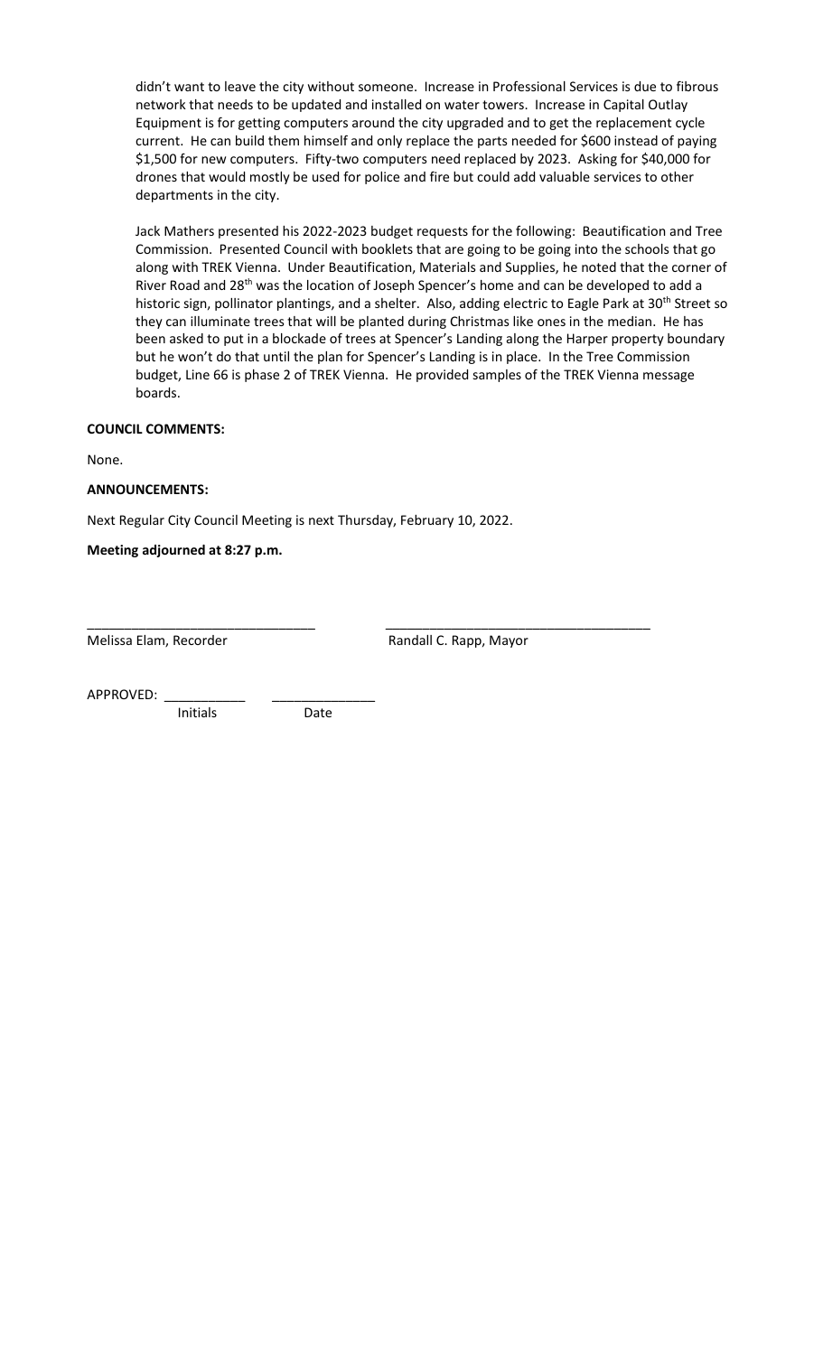didn't want to leave the city without someone. Increase in Professional Services is due to fibrous network that needs to be updated and installed on water towers. Increase in Capital Outlay Equipment is for getting computers around the city upgraded and to get the replacement cycle current. He can build them himself and only replace the parts needed for $600 instead of paying $1,500 for new computers. Fifty-two computers need replaced by 2023. Asking for $40,000 for drones that would mostly be used for police and fire but could add valuable services to other departments in the city.

Jack Mathers presented his 2022-2023 budget requests for the following: Beautification and Tree Commission. Presented Council with booklets that are going to be going into the schools that go along with TREK Vienna. Under Beautification, Materials and Supplies, he noted that the corner of River Road and 28th was the location of Joseph Spencer's home and can be developed to add a historic sign, pollinator plantings, and a shelter. Also, adding electric to Eagle Park at 30th Street so they can illuminate trees that will be planted during Christmas like ones in the median. He has been asked to put in a blockade of trees at Spencer's Landing along the Harper property boundary but he won't do that until the plan for Spencer's Landing is in place. In the Tree Commission budget, Line 66 is phase 2 of TREK Vienna. He provided samples of the TREK Vienna message boards.

**COUNCIL COMMENTS:**

None.

**ANNOUNCEMENTS:**

Next Regular City Council Meeting is next Thursday, February 10, 2022.

**Meeting adjourned at 8:27 p.m.**

\_\_\_\_\_\_\_\_\_\_\_\_\_\_\_\_\_\_\_\_\_\_\_\_\_\_\_\_\_\_ \_\_\_\_\_\_\_\_\_\_\_\_\_\_\_\_\_\_\_\_\_\_\_\_\_\_\_\_\_\_\_\_\_\_\_

Melissa Elam, Recorder Randall C. Rapp, Mayor

APPROVED: \_\_\_\_\_\_\_\_\_\_\_ \_\_\_\_\_\_\_\_\_\_\_\_\_\_

Initials Date